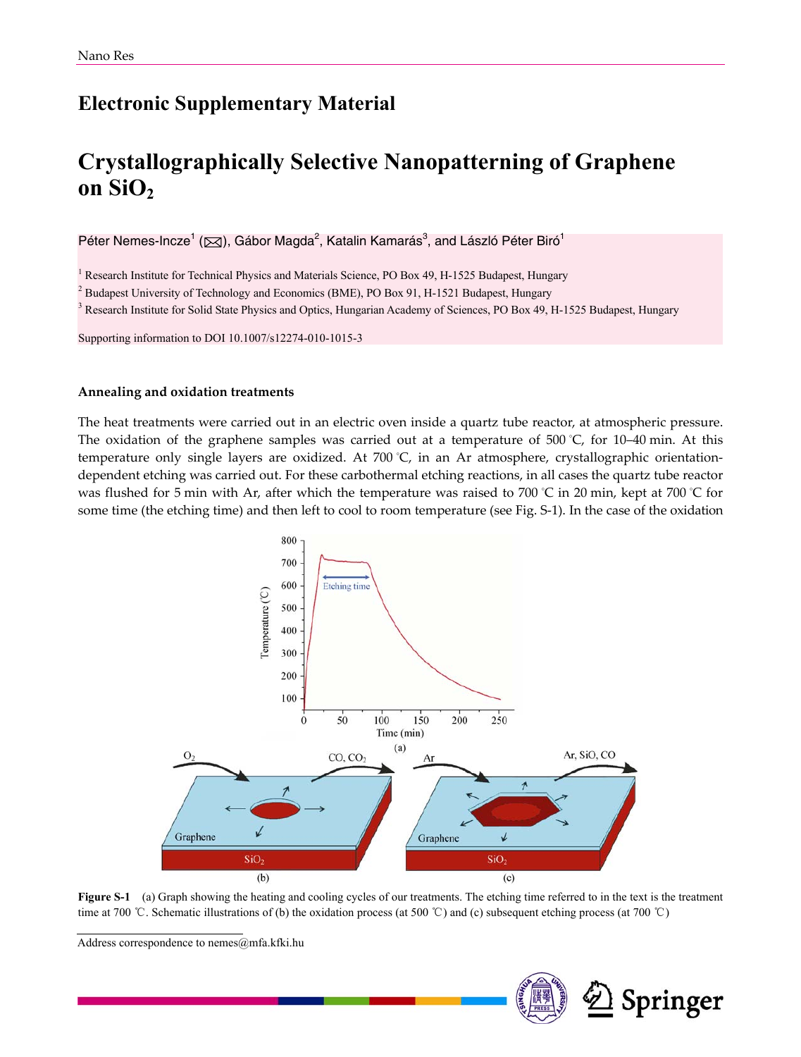# Electronic Supplementary Material

# Crystallographically Selective Nanopatterning of Graphene on $SiO_2$

Péter Nemes-Incze[1] (✉), Gábor Magda[2], Katalin Kamarás[3], and László Péter Biró[1]

[1] Research Institute for Technical Physics and Materials Science, PO Box 49, H-1525 Budapest, Hungary
[2] Budapest University of Technology and Economics (BME), PO Box 91, H-1521 Budapest, Hungary
[3] Research Institute for Solid State Physics and Optics, Hungarian Academy of Sciences, PO Box 49, H-1525 Budapest, Hungary

Supporting information to DOI 10.1007/s12274-010-1015-3

### Annealing and oxidation treatments

The heat treatments were carried out in an electric oven inside a quartz tube reactor, at atmospheric pressure. The oxidation of the graphene samples was carried out at a temperature of 500 ℃, for 10–40 min. At this temperature only single layers are oxidized. At 700 ℃, in an Ar atmosphere, crystallographic orientation-dependent etching was carried out. For these carbothermal etching reactions, in all cases the quartz tube reactor was flushed for 5 min with Ar, after which the temperature was raised to 700 ℃ in 20 min, kept at 700 ℃ for some time (the etching time) and then left to cool to room temperature (see Fig. S-1). In the case of the oxidation

**Figure S-1** (a) Graph showing the heating and cooling cycles of our treatments. The etching time referred to in the text is the treatment time at 700 ℃. Schematic illustrations of (b) the oxidation process (at 500 ℃) and (c) subsequent etching process (at 700 ℃)

Address correspondence to nemes@mfa.kfki.hu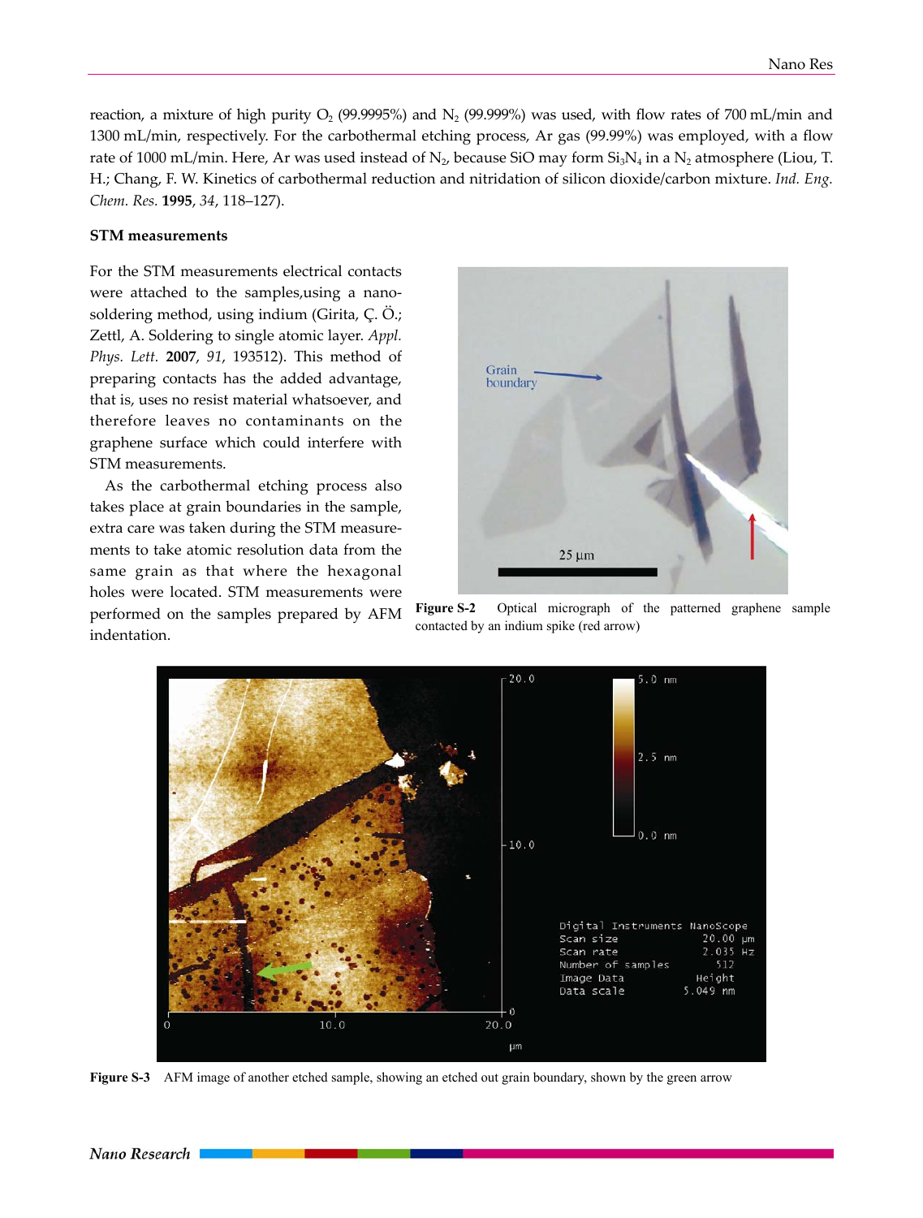reaction, a mixture of high purity $O_2$ (99.9995%) and $N_2$ (99.999%) was used, with flow rates of 700 mL/min and 1300 mL/min, respectively. For the carbothermal etching process, Ar gas (99.99%) was employed, with a flow rate of 1000 mL/min. Here, Ar was used instead of $N_2$, because SiO may form $Si_3N_4$ in a $N_2$ atmosphere (Liou, T. H.; Chang, F. W. Kinetics of carbothermal reduction and nitridation of silicon dioxide/carbon mixture. *Ind. Eng. Chem. Res.* **1995**, *34*, 118–127).

### STM measurements

For the STM measurements electrical contacts were attached to the samples,using a nano-soldering method, using indium (Girita, Ç. Ö.; Zettl, A. Soldering to single atomic layer. *Appl. Phys. Lett.* **2007**, *91*, 193512). This method of preparing contacts has the added advantage, that is, uses no resist material whatsoever, and therefore leaves no contaminants on the graphene surface which could interfere with STM measurements.

As the carbothermal etching process also takes place at grain boundaries in the sample, extra care was taken during the STM measurements to take atomic resolution data from the same grain as that where the hexagonal holes were located. STM measurements were performed on the samples prepared by AFM indentation.

**Figure S-2** Optical micrograph of the patterned graphene sample contacted by an indium spike (red arrow)

**Figure S-3** AFM image of another etched sample, showing an etched out grain boundary, shown by the green arrow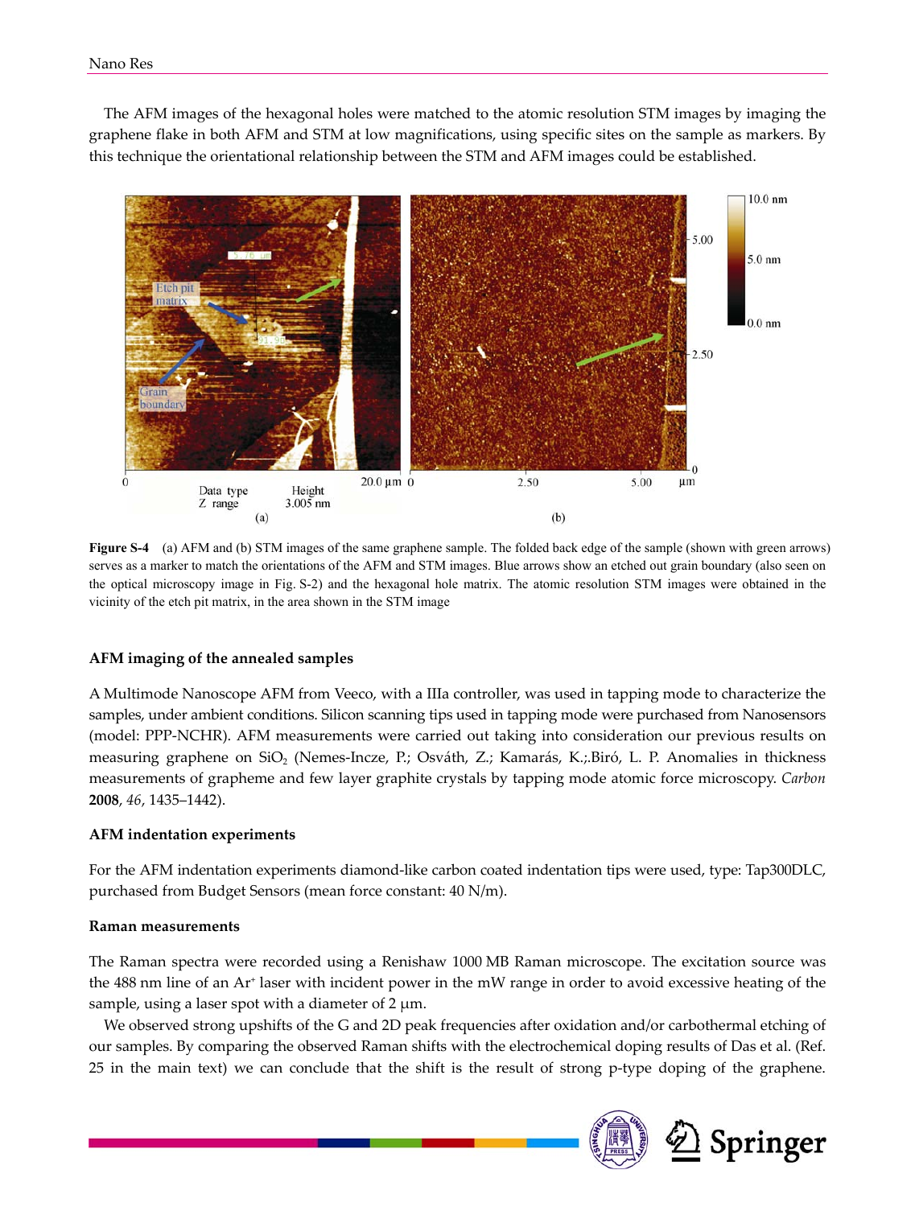The AFM images of the hexagonal holes were matched to the atomic resolution STM images by imaging the graphene flake in both AFM and STM at low magnifications, using specific sites on the sample as markers. By this technique the orientational relationship between the STM and AFM images could be established.

**Figure S-4** (a) AFM and (b) STM images of the same graphene sample. The folded back edge of the sample (shown with green arrows) serves as a marker to match the orientations of the AFM and STM images. Blue arrows show an etched out grain boundary (also seen on the optical microscopy image in Fig. S-2) and the hexagonal hole matrix. The atomic resolution STM images were obtained in the vicinity of the etch pit matrix, in the area shown in the STM image

### AFM imaging of the annealed samples

A Multimode Nanoscope AFM from Veeco, with a IIIa controller, was used in tapping mode to characterize the samples, under ambient conditions. Silicon scanning tips used in tapping mode were purchased from Nanosensors (model: PPP-NCHR). AFM measurements were carried out taking into consideration our previous results on measuring graphene on $SiO_2$ (Nemes-Incze, P.; Osváth, Z.; Kamarás, K.;.Biró, L. P. Anomalies in thickness measurements of grapheme and few layer graphite crystals by tapping mode atomic force microscopy. *Carbon* **2008**, *46*, 1435–1442).

### AFM indentation experiments

For the AFM indentation experiments diamond-like carbon coated indentation tips were used, type: Tap300DLC, purchased from Budget Sensors (mean force constant: 40 N/m).

### Raman measurements

The Raman spectra were recorded using a Renishaw 1000 MB Raman microscope. The excitation source was the 488 nm line of an $Ar^+$ laser with incident power in the mW range in order to avoid excessive heating of the sample, using a laser spot with a diameter of 2 μm.

We observed strong upshifts of the G and 2D peak frequencies after oxidation and/or carbothermal etching of our samples. By comparing the observed Raman shifts with the electrochemical doping results of Das et al. (Ref. 25 in the main text) we can conclude that the shift is the result of strong p-type doping of the graphene.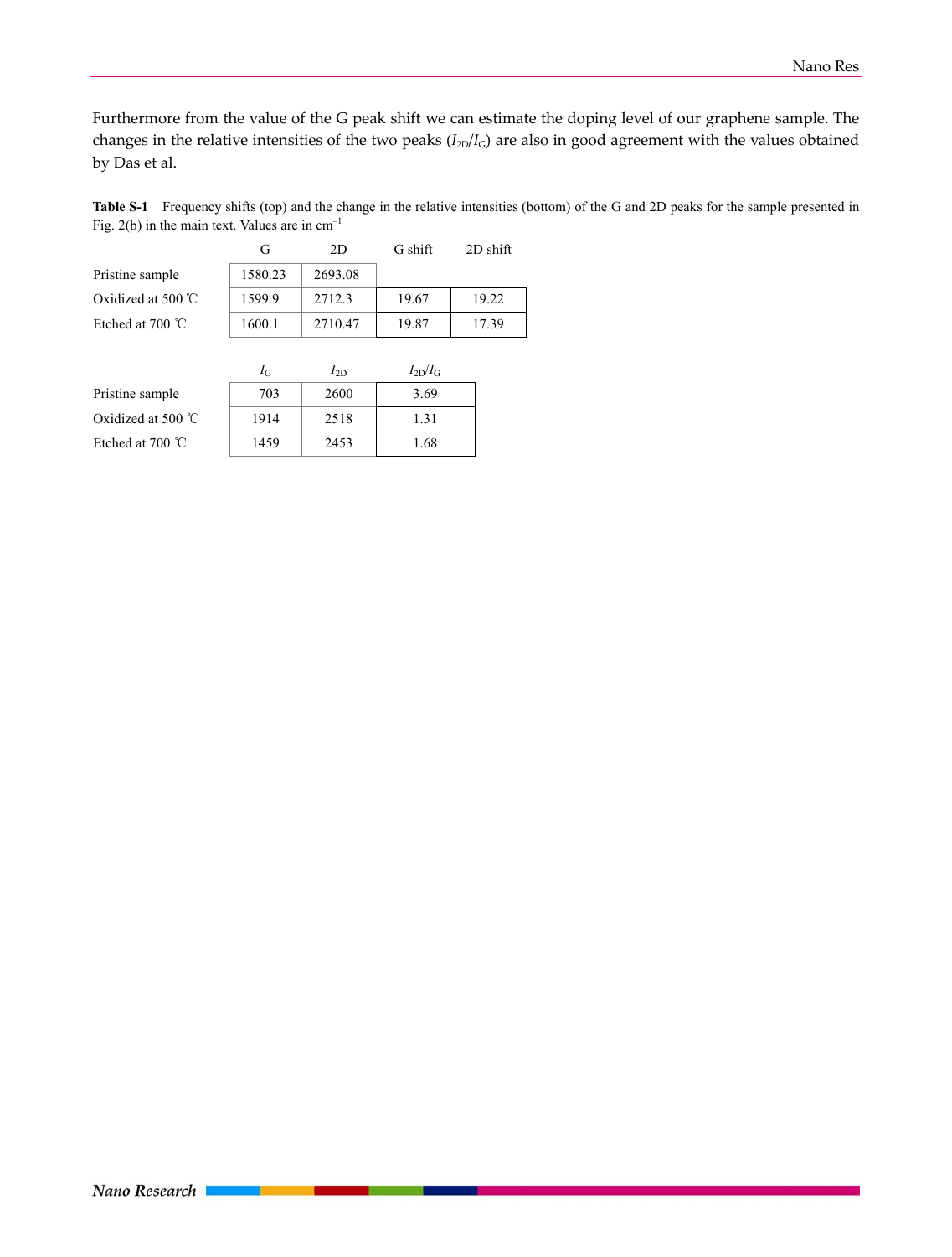Furthermore from the value of the G peak shift we can estimate the doping level of our graphene sample. The changes in the relative intensities of the two peaks ($I_{2D}/I_G$) are also in good agreement with the values obtained by Das et al.

**Table S-1** Frequency shifts (top) and the change in the relative intensities (bottom) of the G and 2D peaks for the sample presented in Fig. 2(b) in the main text. Values are in cm$^{-1}$

| | G | 2D | G shift | 2D shift |
|---|---|---|---|---|
| Pristine sample | 1580.23 | 2693.08 | | |
| Oxidized at 500 ℃ | 1599.9 | 2712.3 | 19.67 | 19.22 |
| Etched at 700 ℃ | 1600.1 | 2710.47 | 19.87 | 17.39 |

| | $I_G$ | $I_{2D}$ | $I_{2D}/I_G$ |
|---|---|---|---|
| Pristine sample | 703 | 2600 | 3.69 |
| Oxidized at 500 ℃ | 1914 | 2518 | 1.31 |
| Etched at 700 ℃ | 1459 | 2453 | 1.68 |